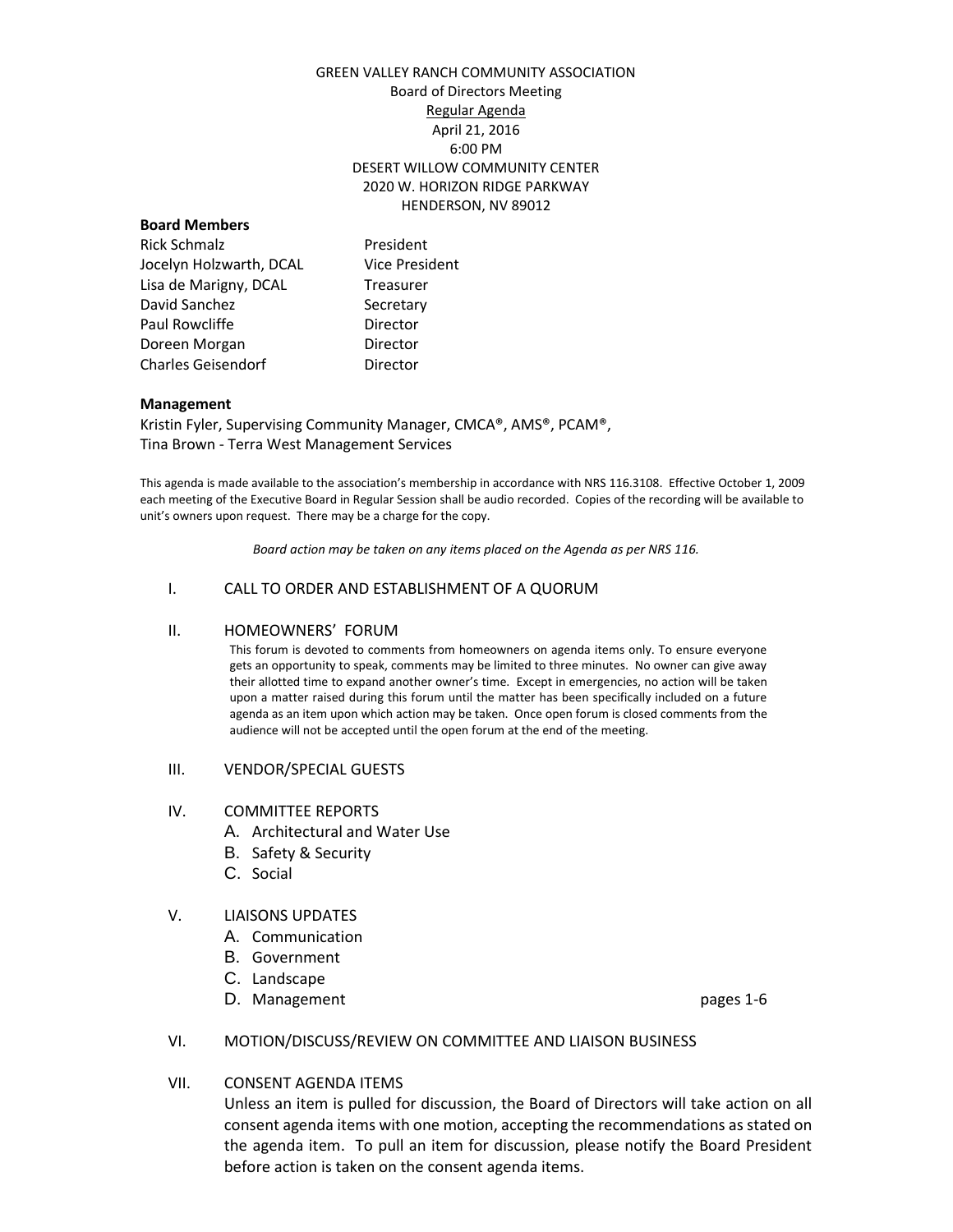GREEN VALLEY RANCH COMMUNITY ASSOCIATION
Board of Directors Meeting
Regular Agenda
April 21, 2016
6:00 PM
DESERT WILLOW COMMUNITY CENTER
2020 W. HORIZON RIDGE PARKWAY
HENDERSON, NV 89012

**Board Members**

| | |
|---|---|
| Rick Schmalz | President |
| Jocelyn Holzwarth, DCAL | Vice President |
| Lisa de Marigny, DCAL | Treasurer |
| David Sanchez | Secretary |
| Paul Rowcliffe | Director |
| Doreen Morgan | Director |
| Charles Geisendorf | Director |

**Management**

Kristin Fyler, Supervising Community Manager, CMCA®, AMS®, PCAM®,
Tina Brown - Terra West Management Services

This agenda is made available to the association's membership in accordance with NRS 116.3108. Effective October 1, 2009 each meeting of the Executive Board in Regular Session shall be audio recorded. Copies of the recording will be available to unit's owners upon request. There may be a charge for the copy.

*Board action may be taken on any items placed on the Agenda as per NRS 116.*

I. CALL TO ORDER AND ESTABLISHMENT OF A QUORUM

II. HOMEOWNERS' FORUM

This forum is devoted to comments from homeowners on agenda items only. To ensure everyone gets an opportunity to speak, comments may be limited to three minutes. No owner can give away their allotted time to expand another owner's time. Except in emergencies, no action will be taken upon a matter raised during this forum until the matter has been specifically included on a future agenda as an item upon which action may be taken. Once open forum is closed comments from the audience will not be accepted until the open forum at the end of the meeting.

III. VENDOR/SPECIAL GUESTS

IV. COMMITTEE REPORTS
   - A. Architectural and Water Use
   - B. Safety & Security
   - C. Social

V. LIAISONS UPDATES
   - A. Communication
   - B. Government
   - C. Landscape
   - D. Management pages 1-6

VI. MOTION/DISCUSS/REVIEW ON COMMITTEE AND LIAISON BUSINESS

VII. CONSENT AGENDA ITEMS

Unless an item is pulled for discussion, the Board of Directors will take action on all consent agenda items with one motion, accepting the recommendations as stated on the agenda item. To pull an item for discussion, please notify the Board President before action is taken on the consent agenda items.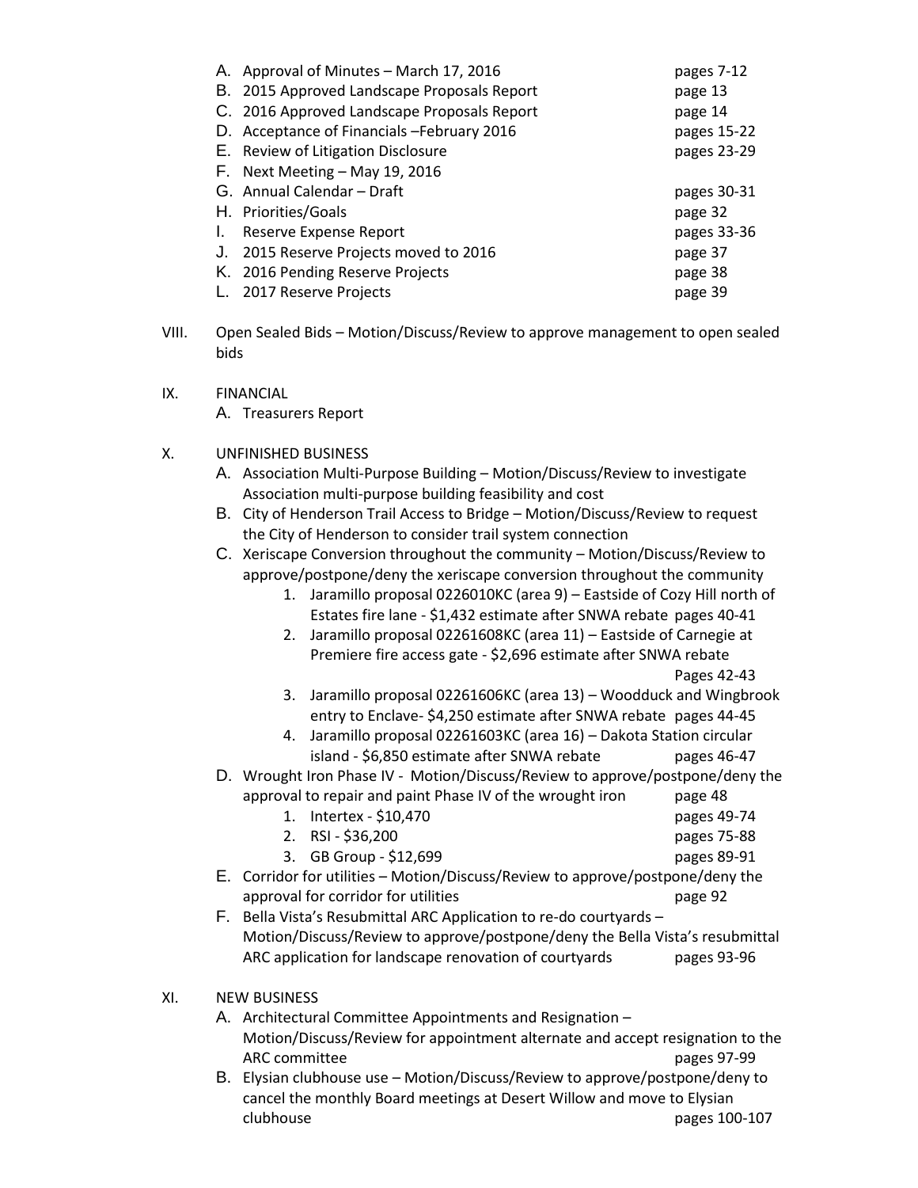- A. Approval of Minutes – March 17, 2016 — pages 7-12
- B. 2015 Approved Landscape Proposals Report — page 13
- C. 2016 Approved Landscape Proposals Report — page 14
- D. Acceptance of Financials –February 2016 — pages 15-22
- E. Review of Litigation Disclosure — pages 23-29
- F. Next Meeting – May 19, 2016
- G. Annual Calendar – Draft — pages 30-31
- H. Priorities/Goals — page 32
- I. Reserve Expense Report — pages 33-36
- J. 2015 Reserve Projects moved to 2016 — page 37
- K. 2016 Pending Reserve Projects — page 38
- L. 2017 Reserve Projects — page 39

VIII. Open Sealed Bids – Motion/Discuss/Review to approve management to open sealed bids

IX. FINANCIAL

- A. Treasurers Report

X. UNFINISHED BUSINESS

- A. Association Multi-Purpose Building – Motion/Discuss/Review to investigate Association multi-purpose building feasibility and cost
- B. City of Henderson Trail Access to Bridge – Motion/Discuss/Review to request the City of Henderson to consider trail system connection
- C. Xeriscape Conversion throughout the community – Motion/Discuss/Review to approve/postpone/deny the xeriscape conversion throughout the community
  1. Jaramillo proposal 0226010KC (area 9) – Eastside of Cozy Hill north of Estates fire lane - $1,432 estimate after SNWA rebate — pages 40-41
  2. Jaramillo proposal 02261608KC (area 11) – Eastside of Carnegie at Premiere fire access gate - $2,696 estimate after SNWA rebate — Pages 42-43
  3. Jaramillo proposal 02261606KC (area 13) – Woodduck and Wingbrook entry to Enclave- $4,250 estimate after SNWA rebate — pages 44-45
  4. Jaramillo proposal 02261603KC (area 16) – Dakota Station circular island - $6,850 estimate after SNWA rebate — pages 46-47
- D. Wrought Iron Phase IV - Motion/Discuss/Review to approve/postpone/deny the approval to repair and paint Phase IV of the wrought iron — page 48
  1. Intertex - $10,470 — pages 49-74
  2. RSI - $36,200 — pages 75-88
  3. GB Group - $12,699 — pages 89-91
- E. Corridor for utilities – Motion/Discuss/Review to approve/postpone/deny the approval for corridor for utilities — page 92
- F. Bella Vista's Resubmittal ARC Application to re-do courtyards – Motion/Discuss/Review to approve/postpone/deny the Bella Vista's resubmittal ARC application for landscape renovation of courtyards — pages 93-96

XI. NEW BUSINESS

- A. Architectural Committee Appointments and Resignation – Motion/Discuss/Review for appointment alternate and accept resignation to the ARC committee — pages 97-99
- B. Elysian clubhouse use – Motion/Discuss/Review to approve/postpone/deny to cancel the monthly Board meetings at Desert Willow and move to Elysian clubhouse — pages 100-107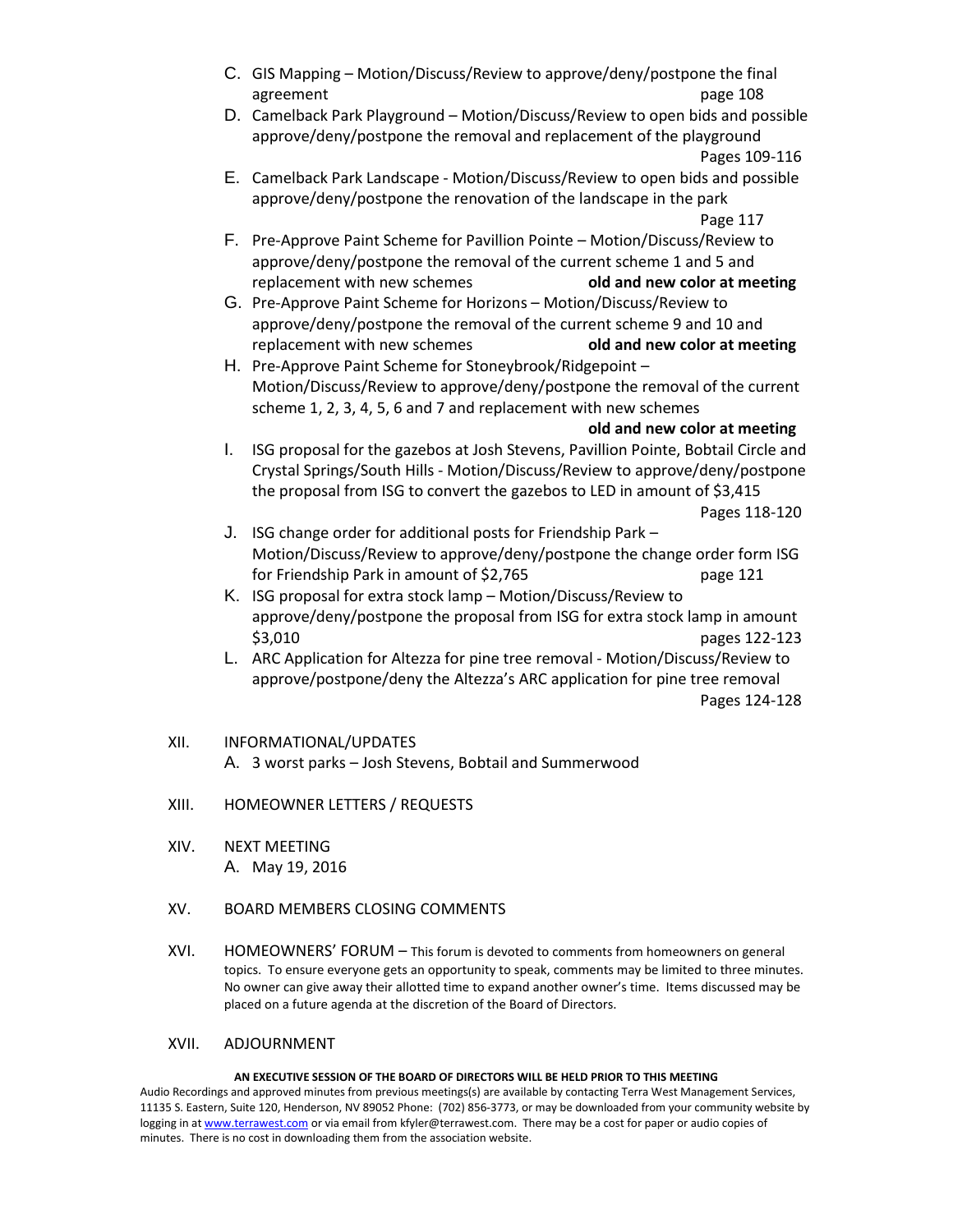C. GIS Mapping – Motion/Discuss/Review to approve/deny/postpone the final agreement page 108

D. Camelback Park Playground – Motion/Discuss/Review to open bids and possible approve/deny/postpone the removal and replacement of the playground Pages 109-116

E. Camelback Park Landscape - Motion/Discuss/Review to open bids and possible approve/deny/postpone the renovation of the landscape in the park Page 117

F. Pre-Approve Paint Scheme for Pavillion Pointe – Motion/Discuss/Review to approve/deny/postpone the removal of the current scheme 1 and 5 and replacement with new schemes **old and new color at meeting**

G. Pre-Approve Paint Scheme for Horizons – Motion/Discuss/Review to approve/deny/postpone the removal of the current scheme 9 and 10 and replacement with new schemes **old and new color at meeting**

H. Pre-Approve Paint Scheme for Stoneybrook/Ridgepoint – Motion/Discuss/Review to approve/deny/postpone the removal of the current scheme 1, 2, 3, 4, 5, 6 and 7 and replacement with new schemes **old and new color at meeting**

I. ISG proposal for the gazebos at Josh Stevens, Pavillion Pointe, Bobtail Circle and Crystal Springs/South Hills - Motion/Discuss/Review to approve/deny/postpone the proposal from ISG to convert the gazebos to LED in amount of $3,415 Pages 118-120

J. ISG change order for additional posts for Friendship Park – Motion/Discuss/Review to approve/deny/postpone the change order form ISG for Friendship Park in amount of $2,765 page 121

K. ISG proposal for extra stock lamp – Motion/Discuss/Review to approve/deny/postpone the proposal from ISG for extra stock lamp in amount $3,010 pages 122-123

L. ARC Application for Altezza for pine tree removal - Motion/Discuss/Review to approve/postpone/deny the Altezza's ARC application for pine tree removal Pages 124-128

XII. INFORMATIONAL/UPDATES

A. 3 worst parks – Josh Stevens, Bobtail and Summerwood

XIII. HOMEOWNER LETTERS / REQUESTS

XIV. NEXT MEETING

A. May 19, 2016

XV. BOARD MEMBERS CLOSING COMMENTS

XVI. HOMEOWNERS' FORUM – This forum is devoted to comments from homeowners on general topics. To ensure everyone gets an opportunity to speak, comments may be limited to three minutes. No owner can give away their allotted time to expand another owner's time. Items discussed may be placed on a future agenda at the discretion of the Board of Directors.

XVII. ADJOURNMENT

**AN EXECUTIVE SESSION OF THE BOARD OF DIRECTORS WILL BE HELD PRIOR TO THIS MEETING**

Audio Recordings and approved minutes from previous meetings(s) are available by contacting Terra West Management Services, 11135 S. Eastern, Suite 120, Henderson, NV 89052 Phone: (702) 856-3773, or may be downloaded from your community website by logging in at www.terrawest.com or via email from kfyler@terrawest.com. There may be a cost for paper or audio copies of minutes. There is no cost in downloading them from the association website.